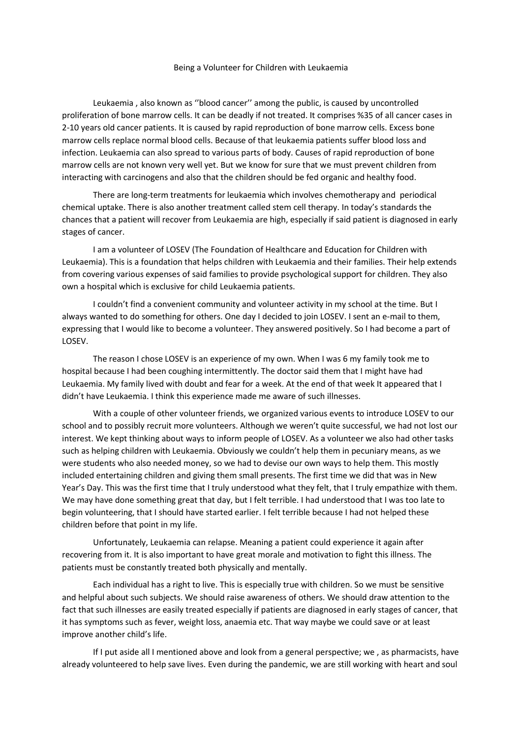# Being a Volunteer for Children with Leukaemia

Leukaemia , also known as ''blood cancer'' among the public, is caused by uncontrolled proliferation of bone marrow cells. It can be deadly if not treated. It comprises %35 of all cancer cases in 2-10 years old cancer patients. It is caused by rapid reproduction of bone marrow cells. Excess bone marrow cells replace normal blood cells. Because of that leukaemia patients suffer blood loss and infection. Leukaemia can also spread to various parts of body. Causes of rapid reproduction of bone marrow cells are not known very well yet. But we know for sure that we must prevent children from interacting with carcinogens and also that the children should be fed organic and healthy food.

There are long-term treatments for leukaemia which involves chemotherapy and periodical chemical uptake. There is also another treatment called stem cell therapy. In today's standards the chances that a patient will recover from Leukaemia are high, especially if said patient is diagnosed in early stages of cancer.

I am a volunteer of LOSEV (The Foundation of Healthcare and Education for Children with Leukaemia). This is a foundation that helps children with Leukaemia and their families. Their help extends from covering various expenses of said families to provide psychological support for children. They also own a hospital which is exclusive for child Leukaemia patients.

I couldn't find a convenient community and volunteer activity in my school at the time. But I always wanted to do something for others. One day I decided to join LOSEV. I sent an e-mail to them, expressing that I would like to become a volunteer. They answered positively. So I had become a part of LOSEV.

The reason I chose LOSEV is an experience of my own. When I was 6 my family took me to hospital because I had been coughing intermittently. The doctor said them that I might have had Leukaemia. My family lived with doubt and fear for a week. At the end of that week It appeared that I didn't have Leukaemia. I think this experience made me aware of such illnesses.

With a couple of other volunteer friends, we organized various events to introduce LOSEV to our school and to possibly recruit more volunteers. Although we weren't quite successful, we had not lost our interest. We kept thinking about ways to inform people of LOSEV. As a volunteer we also had other tasks such as helping children with Leukaemia. Obviously we couldn't help them in pecuniary means, as we were students who also needed money, so we had to devise our own ways to help them. This mostly included entertaining children and giving them small presents. The first time we did that was in New Year's Day. This was the first time that I truly understood what they felt, that I truly empathize with them. We may have done something great that day, but I felt terrible. I had understood that I was too late to begin volunteering, that I should have started earlier. I felt terrible because I had not helped these children before that point in my life.

Unfortunately, Leukaemia can relapse. Meaning a patient could experience it again after recovering from it. It is also important to have great morale and motivation to fight this illness. The patients must be constantly treated both physically and mentally.

Each individual has a right to live. This is especially true with children. So we must be sensitive and helpful about such subjects. We should raise awareness of others. We should draw attention to the fact that such illnesses are easily treated especially if patients are diagnosed in early stages of cancer, that it has symptoms such as fever, weight loss, anaemia etc. That way maybe we could save or at least improve another child's life.

If I put aside all I mentioned above and look from a general perspective; we , as pharmacists, have already volunteered to help save lives. Even during the pandemic, we are still working with heart and soul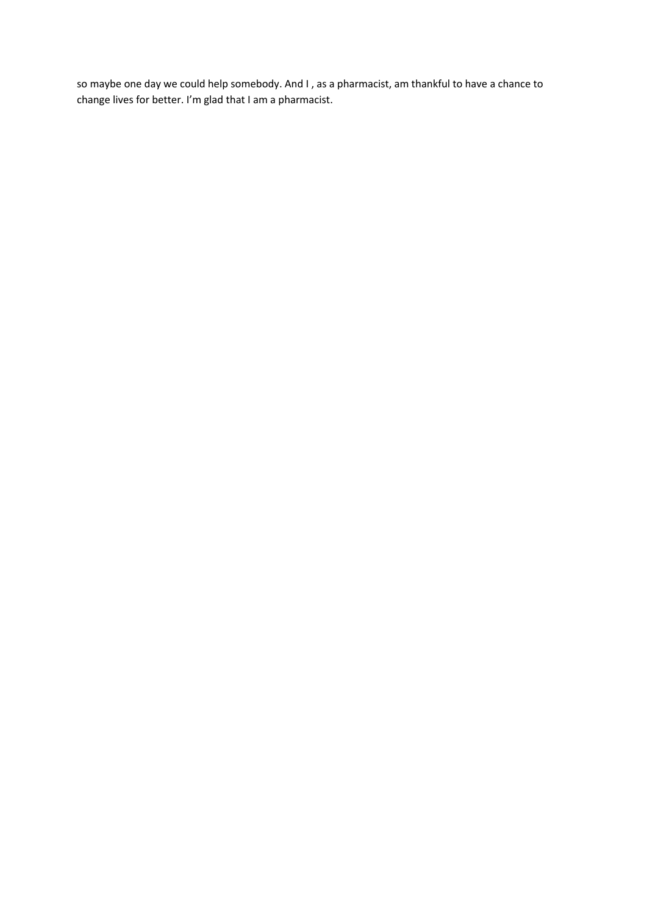so maybe one day we could help somebody. And I , as a pharmacist, am thankful to have a chance to change lives for better. I'm glad that I am a pharmacist.